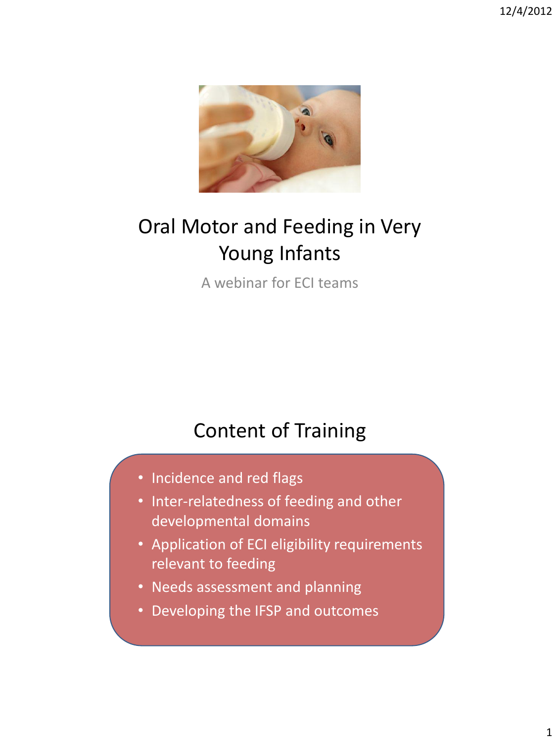# Oral Motor and Feeding in Very Young Infants

A webinar for ECI teams

## Content of Training

- Incidence and red flags
- Inter-relatedness of feeding and other developmental domains
- Application of ECI eligibility requirements relevant to feeding
- Needs assessment and planning
- Developing the IFSP and outcomes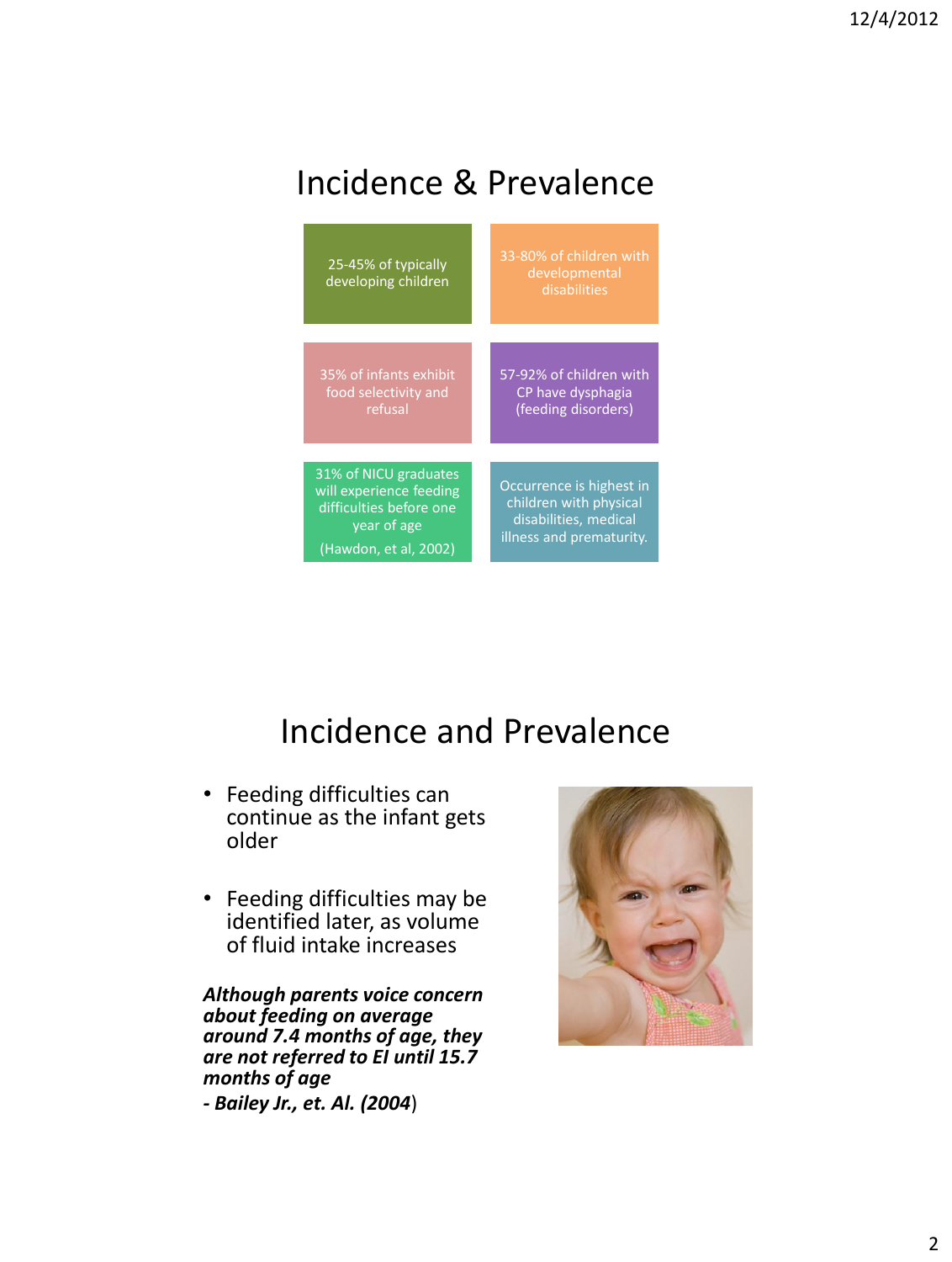# Incidence & Prevalence

- 25-45% of typically developing children
- 33-80% of children with developmental disabilities
- 35% of infants exhibit food selectivity and refusal
- 57-92% of children with CP have dysphagia (feeding disorders)
- 31% of NICU graduates will experience feeding difficulties before one year of age (Hawdon, et al, 2002)
- Occurrence is highest in children with physical disabilities, medical illness and prematurity.

# Incidence and Prevalence

- Feeding difficulties can continue as the infant gets older
- Feeding difficulties may be identified later, as volume of fluid intake increases

***Although parents voice concern about feeding on average around 7.4 months of age, they are not referred to EI until 15.7 months of age***

***- Bailey Jr., et. Al. (2004)***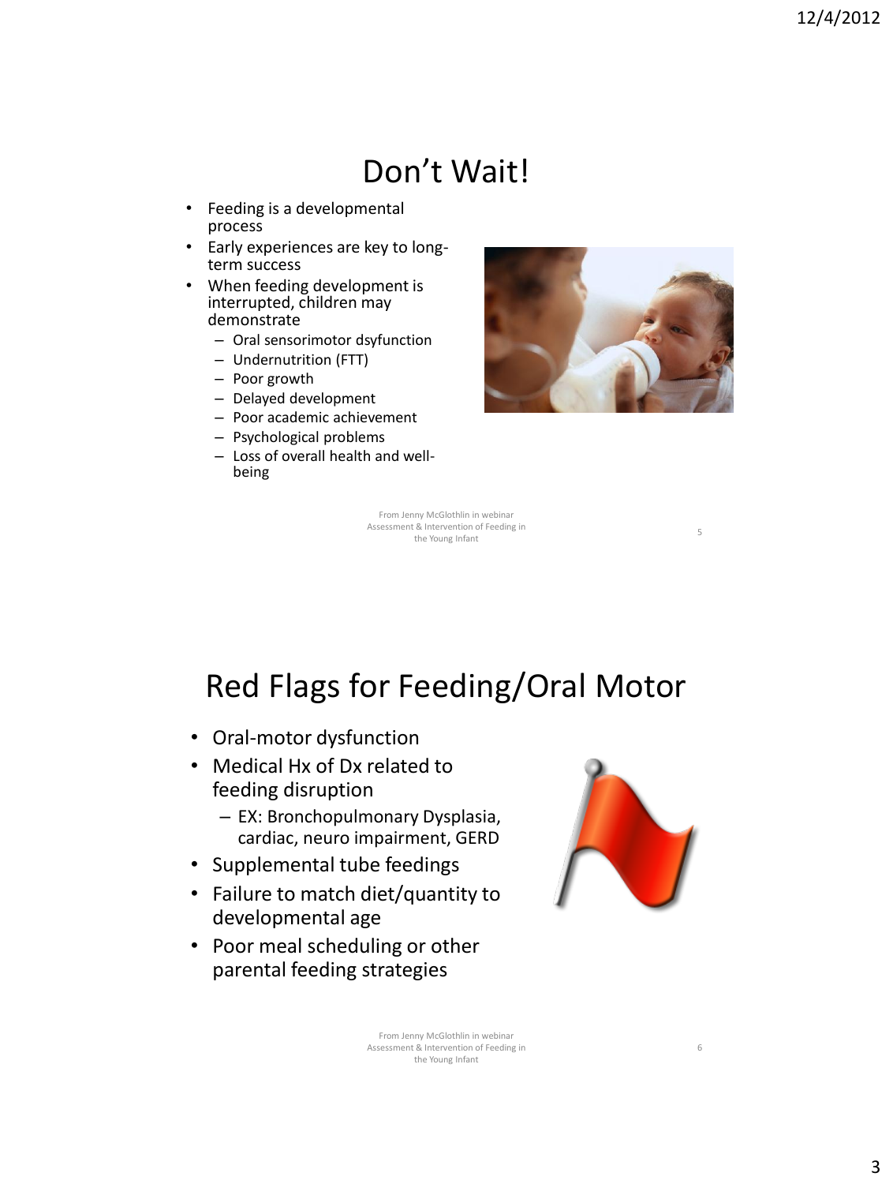# Don't Wait!

- Feeding is a developmental process
- Early experiences are key to long-term success
- When feeding development is interrupted, children may demonstrate
  - Oral sensorimotor dsyfunction
  - Undernutrition (FTT)
  - Poor growth
  - Delayed development
  - Poor academic achievement
  - Psychological problems
  - Loss of overall health and well-being

From Jenny McGlothlin in webinar Assessment & Intervention of Feeding in the Young Infant

# Red Flags for Feeding/Oral Motor

- Oral-motor dysfunction
- Medical Hx of Dx related to feeding disruption
  - EX: Bronchopulmonary Dysplasia, cardiac, neuro impairment, GERD
- Supplemental tube feedings
- Failure to match diet/quantity to developmental age
- Poor meal scheduling or other parental feeding strategies

From Jenny McGlothlin in webinar Assessment & Intervention of Feeding in the Young Infant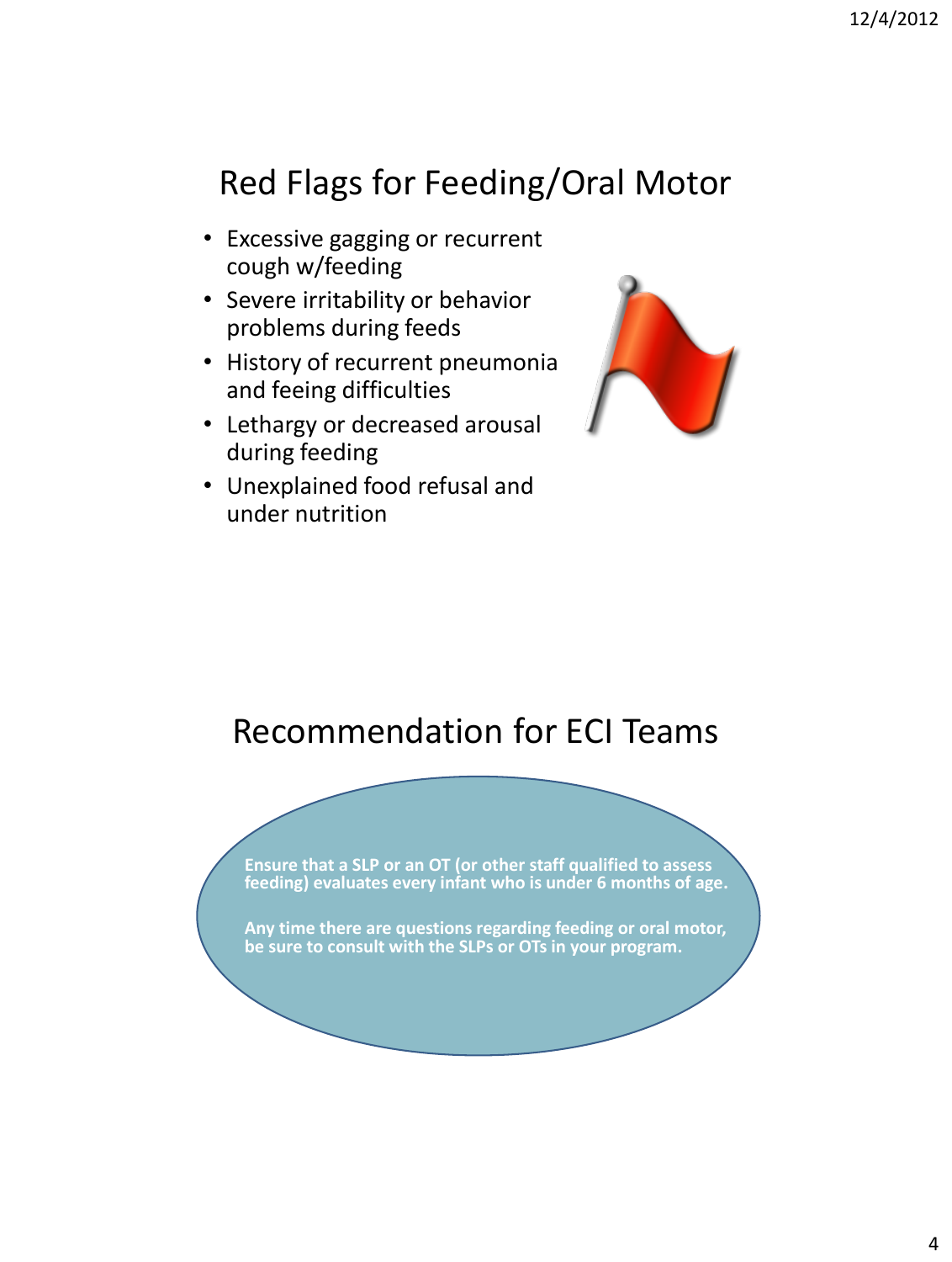## Red Flags for Feeding/Oral Motor

- Excessive gagging or recurrent cough w/feeding
- Severe irritability or behavior problems during feeds
- History of recurrent pneumonia and feeing difficulties
- Lethargy or decreased arousal during feeding
- Unexplained food refusal and under nutrition

## Recommendation for ECI Teams

**Ensure that a SLP or an OT (or other staff qualified to assess feeding) evaluates every infant who is under 6 months of age.**

**Any time there are questions regarding feeding or oral motor, be sure to consult with the SLPs or OTs in your program.**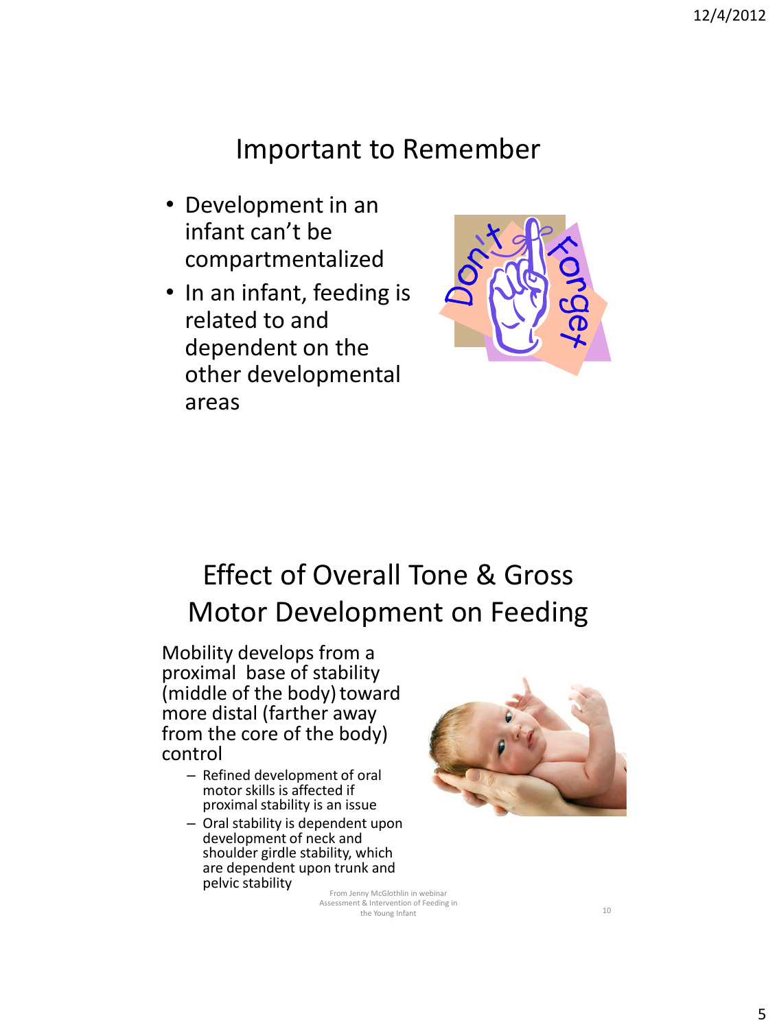## Important to Remember

- Development in an infant can't be compartmentalized
- In an infant, feeding is related to and dependent on the other developmental areas

## Effect of Overall Tone & Gross Motor Development on Feeding

Mobility develops from a proximal base of stability (middle of the body) toward more distal (farther away from the core of the body) control

- Refined development of oral motor skills is affected if proximal stability is an issue
- Oral stability is dependent upon development of neck and shoulder girdle stability, which are dependent upon trunk and pelvic stability

From Jenny McGlothlin in webinar Assessment & Intervention of Feeding in the Young Infant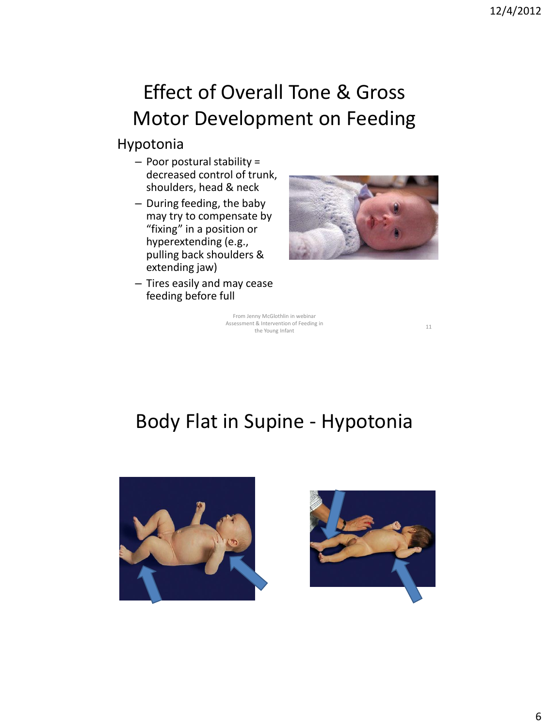# Effect of Overall Tone & Gross Motor Development on Feeding

## Hypotonia

- Poor postural stability = decreased control of trunk, shoulders, head & neck
- During feeding, the baby may try to compensate by "fixing" in a position or hyperextending (e.g., pulling back shoulders & extending jaw)
- Tires easily and may cease feeding before full

From Jenny McGlothlin in webinar Assessment & Intervention of Feeding in the Young Infant

# Body Flat in Supine - Hypotonia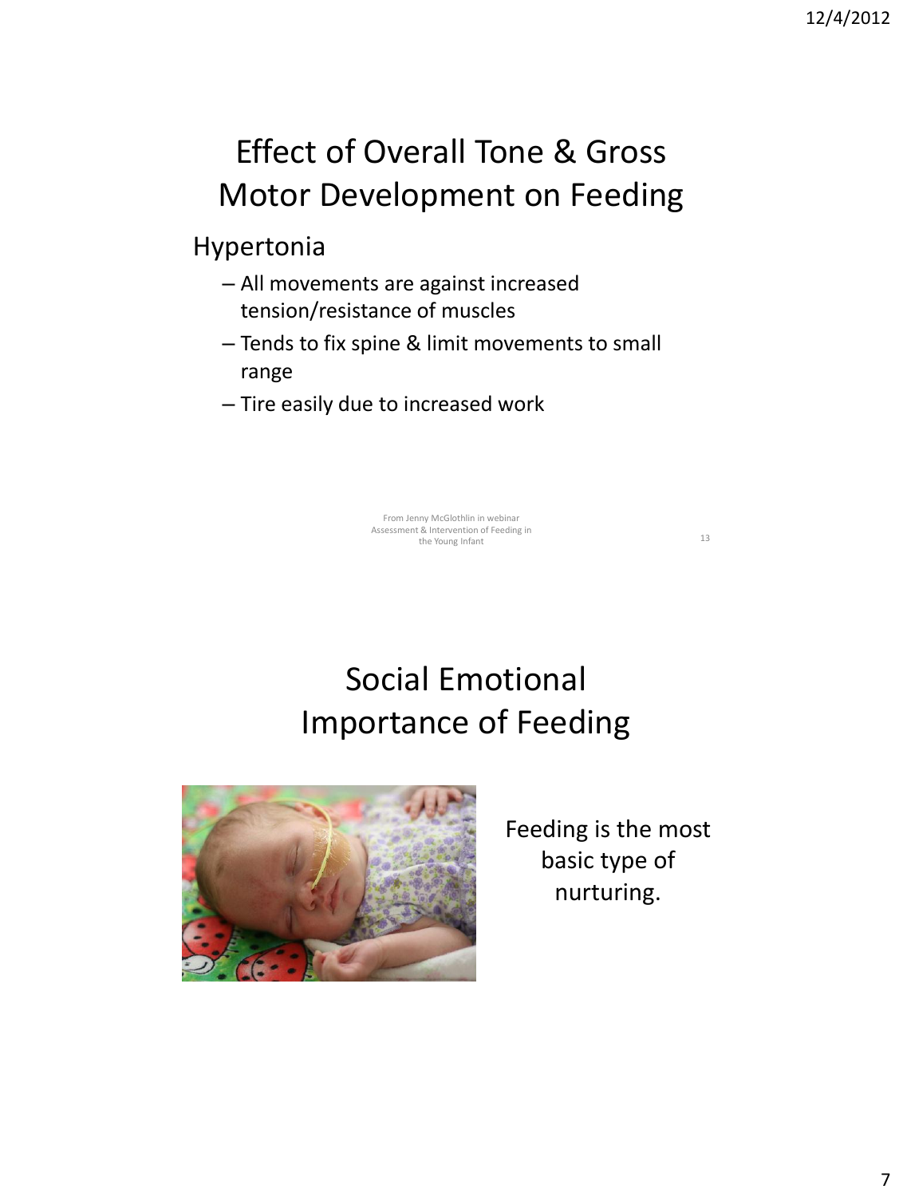# Effect of Overall Tone & Gross Motor Development on Feeding

## Hypertonia

- All movements are against increased tension/resistance of muscles
- Tends to fix spine & limit movements to small range
- Tire easily due to increased work

From Jenny McGlothlin in webinar Assessment & Intervention of Feeding in the Young Infant

# Social Emotional Importance of Feeding

Feeding is the most basic type of nurturing.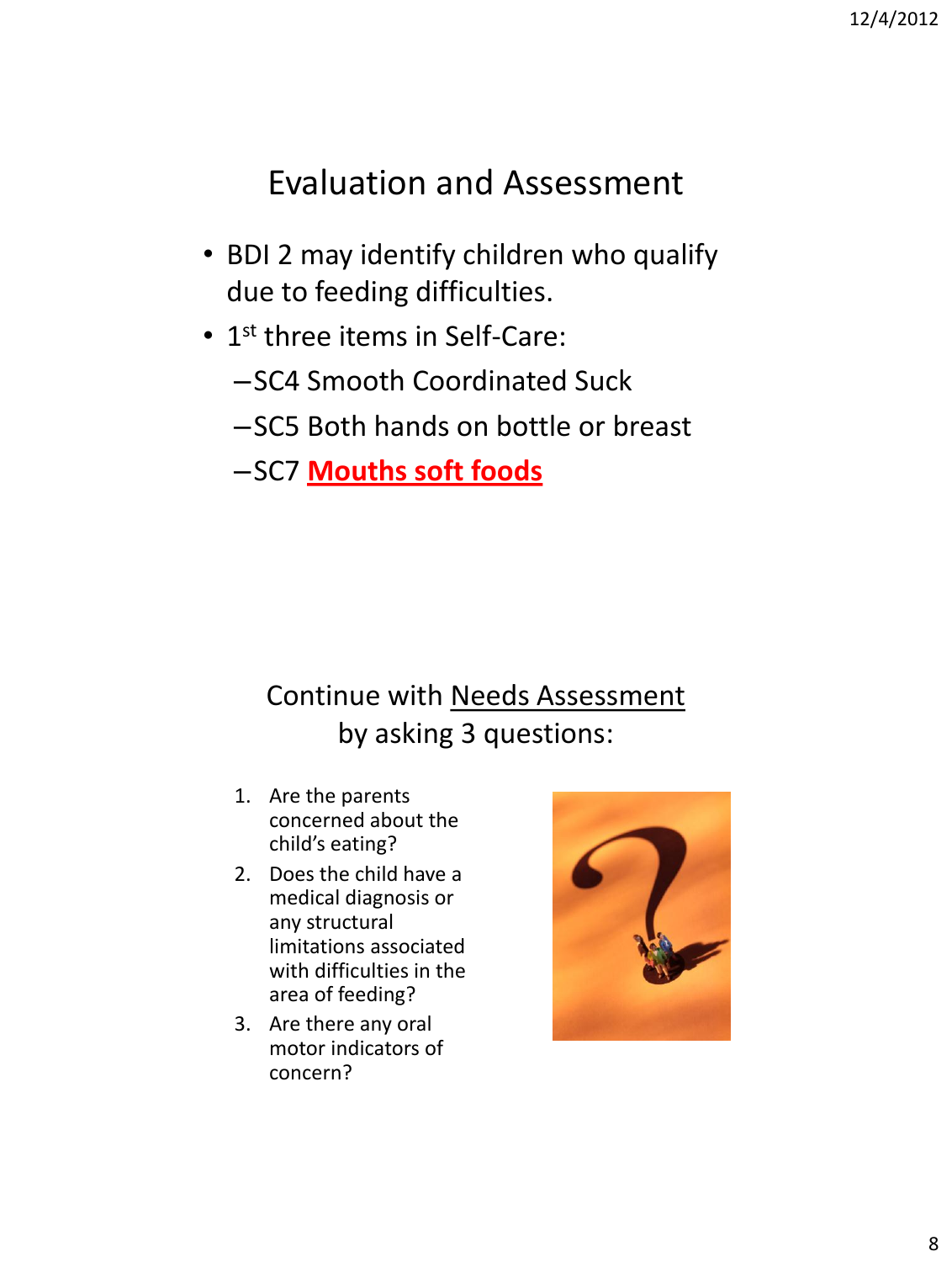## Evaluation and Assessment

- BDI 2 may identify children who qualify due to feeding difficulties.
- 1st three items in Self-Care:
  - SC4 Smooth Coordinated Suck
  - SC5 Both hands on bottle or breast
  - SC7 **Mouths soft foods**

## Continue with Needs Assessment by asking 3 questions:

1. Are the parents concerned about the child's eating?
2. Does the child have a medical diagnosis or any structural limitations associated with difficulties in the area of feeding?
3. Are there any oral motor indicators of concern?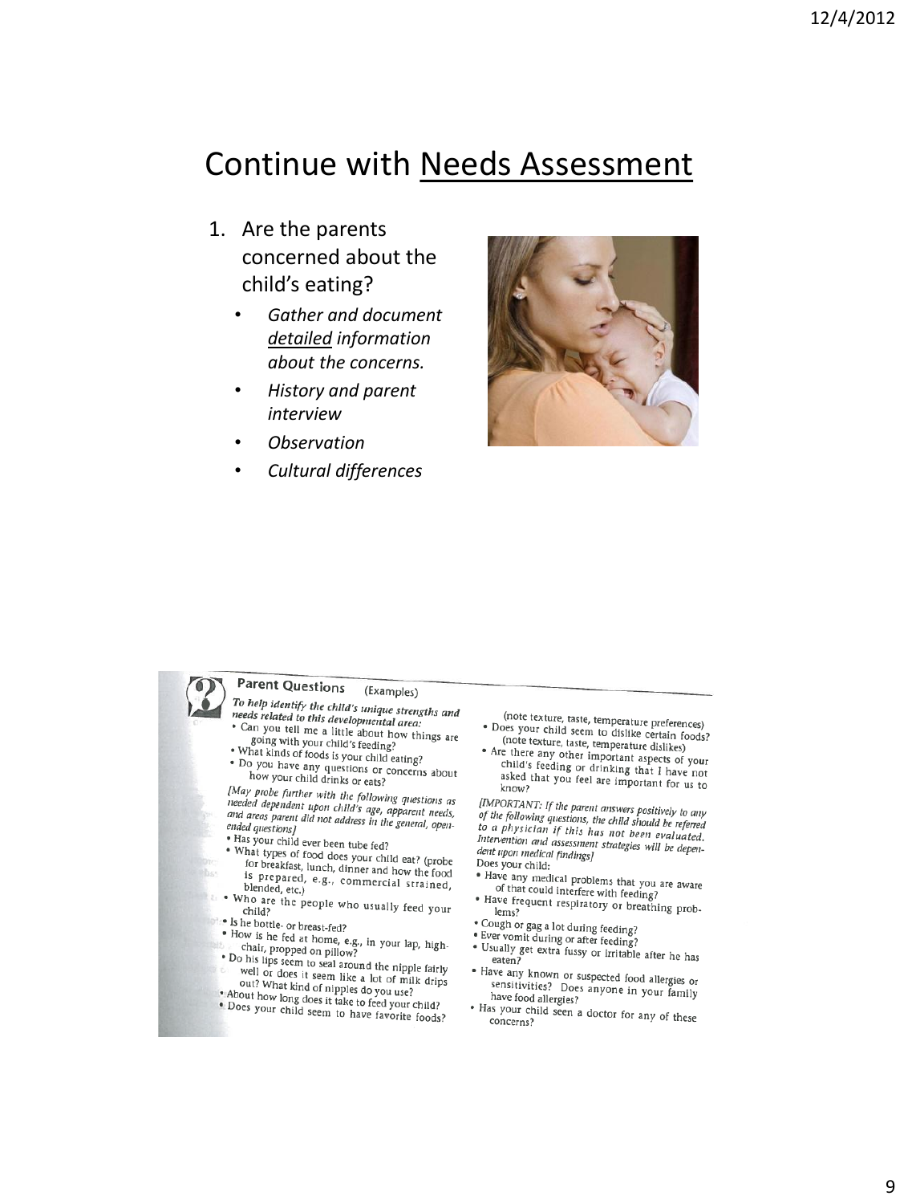# Continue with Needs Assessment

1. Are the parents concerned about the child's eating?
   - *Gather and document detailed information about the concerns.*
   - *History and parent interview*
   - *Observation*
   - *Cultural differences*

**Parent Questions** (Examples)

***To help identify the child's unique strengths and needs related to this developmental area:***

- Can you tell me a little about how things are going with your child's feeding?
- What kinds of foods is your child eating?
- Do you have any questions or concerns about how your child drinks or eats?

*[May probe further with the following questions as needed dependent upon child's age, apparent needs, and areas parent did not address in the general, open-ended questions]*

- Has your child ever been tube fed?
- What types of food does your child eat? (probe for breakfast, lunch, dinner and how the food is prepared, e.g., commercial strained, blended, etc.)
- Who are the people who usually feed your child?
- Is he bottle- or breast-fed?
- How is he fed at home, e.g., in your lap, high-chair, propped on pillow?
- Do his lips seem to seal around the nipple fairly well or does it seem like a lot of milk drips out? What kind of nipples do you use?
- About how long does it take to feed your child?
- Does your child seem to have favorite foods? (note texture, taste, temperature preferences)
- Does your child seem to dislike certain foods? (note texture, taste, temperature dislikes)
- Are there any other important aspects of your child's feeding or drinking that I have not asked that you feel are important for us to know?

*[IMPORTANT: If the parent answers positively to any of the following questions, the child should be referred to a physician if this has not been evaluated. Intervention and assessment strategies will be dependent upon medical findings]*

Does your child:

- Have any medical problems that you are aware of that could interfere with feeding?
- Have frequent respiratory or breathing problems?
- Cough or gag a lot during feeding?
- Ever vomit during or after feeding?
- Usually get extra fussy or irritable after he has eaten?
- Have any known or suspected food allergies or sensitivities? Does anyone in your family have food allergies?
- Has your child seen a doctor for any of these concerns?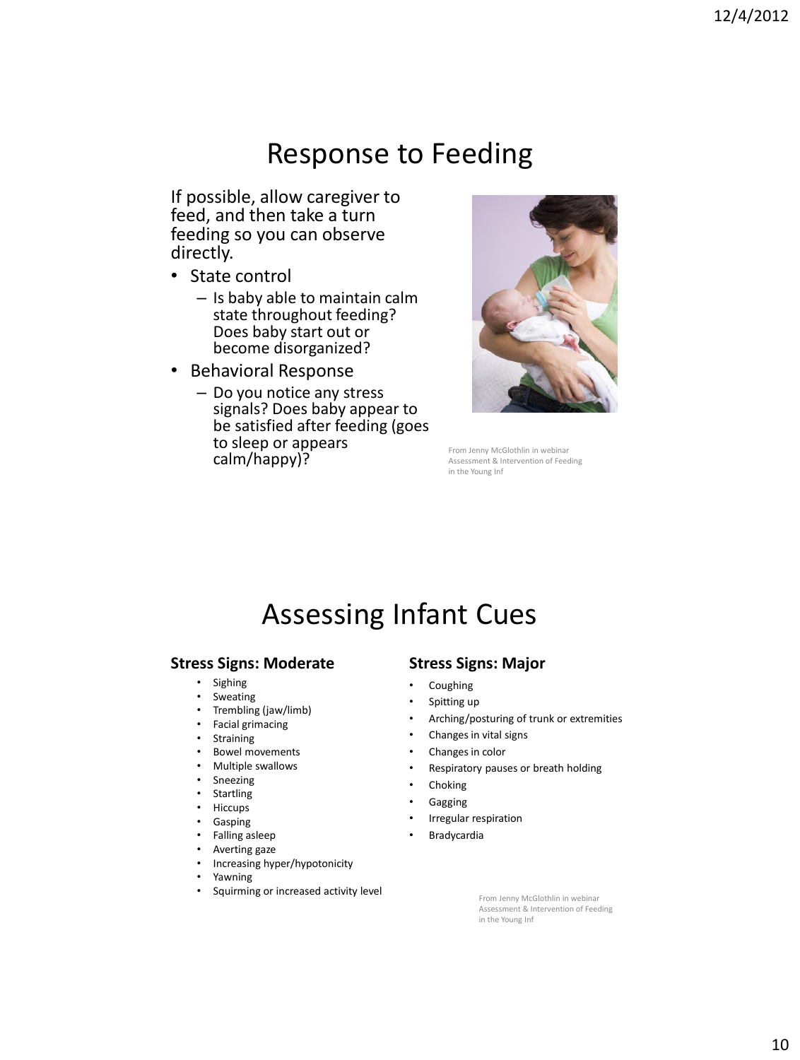# Response to Feeding

If possible, allow caregiver to feed, and then take a turn feeding so you can observe directly.

- State control
  - Is baby able to maintain calm state throughout feeding? Does baby start out or become disorganized?
- Behavioral Response
  - Do you notice any stress signals? Does baby appear to be satisfied after feeding (goes to sleep or appears calm/happy)?

From Jenny McGlothlin in webinar Assessment & Intervention of Feeding in the Young Inf

# Assessing Infant Cues

**Stress Signs: Moderate**

- Sighing
- Sweating
- Trembling (jaw/limb)
- Facial grimacing
- Straining
- Bowel movements
- Multiple swallows
- Sneezing
- Startling
- Hiccups
- Gasping
- Falling asleep
- Averting gaze
- Increasing hyper/hypotonicity
- Yawning
- Squirming or increased activity level

**Stress Signs: Major**

- Coughing
- Spitting up
- Arching/posturing of trunk or extremities
- Changes in vital signs
- Changes in color
- Respiratory pauses or breath holding
- Choking
- Gagging
- Irregular respiration
- Bradycardia

From Jenny McGlothlin in webinar Assessment & Intervention of Feeding in the Young Inf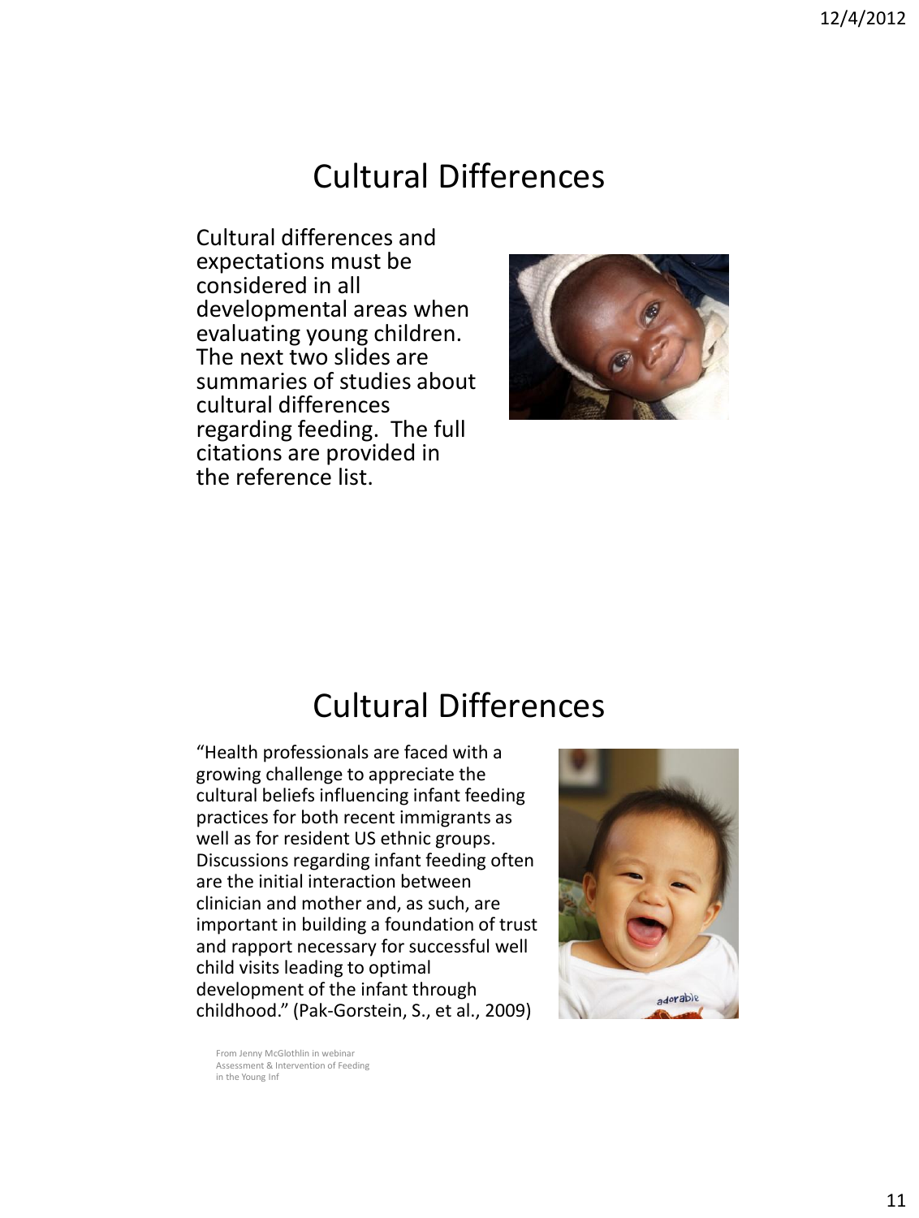# Cultural Differences

Cultural differences and expectations must be considered in all developmental areas when evaluating young children. The next two slides are summaries of studies about cultural differences regarding feeding. The full citations are provided in the reference list.

# Cultural Differences

"Health professionals are faced with a growing challenge to appreciate the cultural beliefs influencing infant feeding practices for both recent immigrants as well as for resident US ethnic groups. Discussions regarding infant feeding often are the initial interaction between clinician and mother and, as such, are important in building a foundation of trust and rapport necessary for successful well child visits leading to optimal development of the infant through childhood." (Pak-Gorstein, S., et al., 2009)

From Jenny McGlothlin in webinar Assessment & Intervention of Feeding in the Young Inf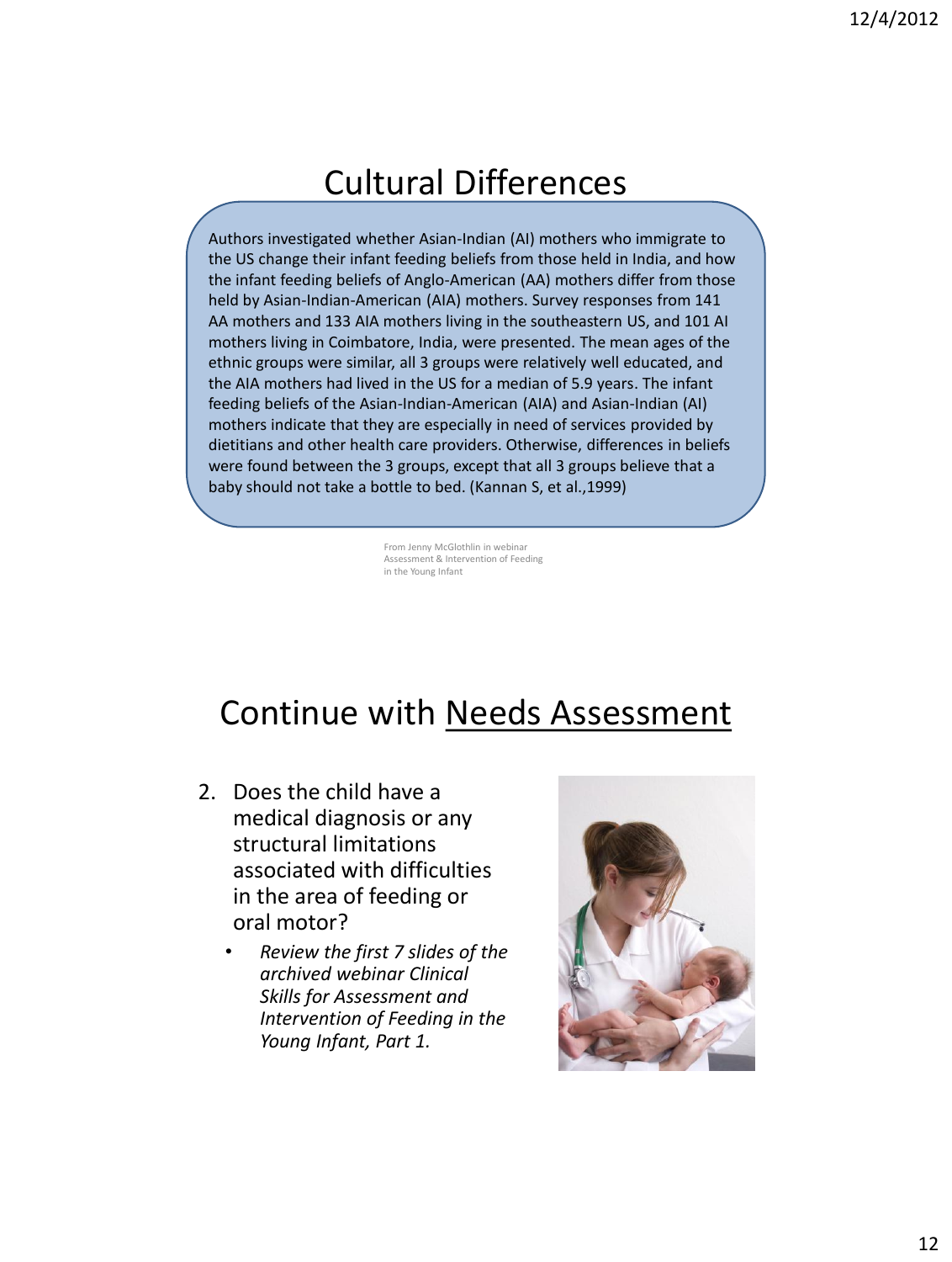# Cultural Differences

Authors investigated whether Asian-Indian (AI) mothers who immigrate to the US change their infant feeding beliefs from those held in India, and how the infant feeding beliefs of Anglo-American (AA) mothers differ from those held by Asian-Indian-American (AIA) mothers. Survey responses from 141 AA mothers and 133 AIA mothers living in the southeastern US, and 101 AI mothers living in Coimbatore, India, were presented. The mean ages of the ethnic groups were similar, all 3 groups were relatively well educated, and the AIA mothers had lived in the US for a median of 5.9 years. The infant feeding beliefs of the Asian-Indian-American (AIA) and Asian-Indian (AI) mothers indicate that they are especially in need of services provided by dietitians and other health care providers. Otherwise, differences in beliefs were found between the 3 groups, except that all 3 groups believe that a baby should not take a bottle to bed. (Kannan S, et al.,1999)

From Jenny McGlothlin in webinar Assessment & Intervention of Feeding in the Young Infant

# Continue with Needs Assessment

2. Does the child have a medical diagnosis or any structural limitations associated with difficulties in the area of feeding or oral motor?
   - *Review the first 7 slides of the archived webinar Clinical Skills for Assessment and Intervention of Feeding in the Young Infant, Part 1.*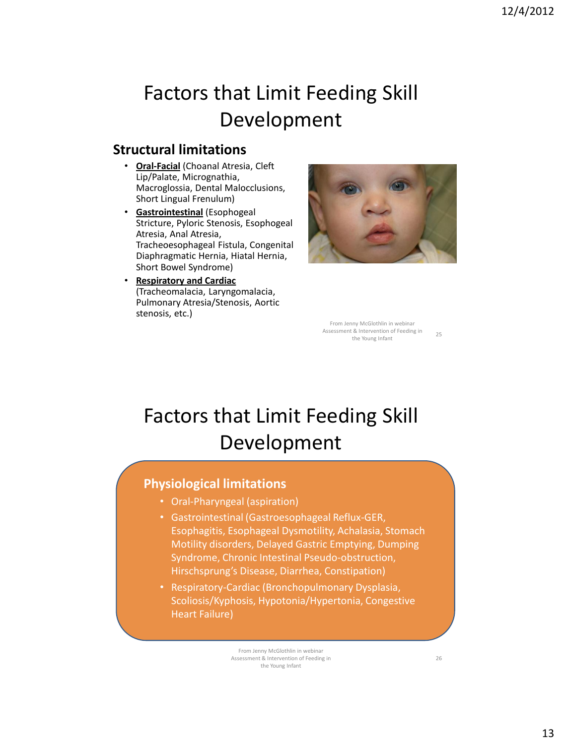# Factors that Limit Feeding Skill Development

### Structural limitations

- **Oral-Facial** (Choanal Atresia, Cleft Lip/Palate, Micrognathia, Macroglossia, Dental Malocclusions, Short Lingual Frenulum)
- **Gastrointestinal** (Esophageal Stricture, Pyloric Stenosis, Esophageal Atresia, Anal Atresia, Tracheoesophageal Fistula, Congenital Diaphragmatic Hernia, Hiatal Hernia, Short Bowel Syndrome)
- **Respiratory and Cardiac** (Tracheomalacia, Laryngomalacia, Pulmonary Atresia/Stenosis, Aortic stenosis, etc.)

From Jenny McGlothlin in webinar Assessment & Intervention of Feeding in the Young Infant

# Factors that Limit Feeding Skill Development

### Physiological limitations

- Oral-Pharyngeal (aspiration)
- Gastrointestinal (Gastroesophageal Reflux-GER, Esophagitis, Esophageal Dysmotility, Achalasia, Stomach Motility disorders, Delayed Gastric Emptying, Dumping Syndrome, Chronic Intestinal Pseudo-obstruction, Hirschsprung's Disease, Diarrhea, Constipation)
- Respiratory-Cardiac (Bronchopulmonary Dysplasia, Scoliosis/Kyphosis, Hypotonia/Hypertonia, Congestive Heart Failure)

From Jenny McGlothlin in webinar Assessment & Intervention of Feeding in the Young Infant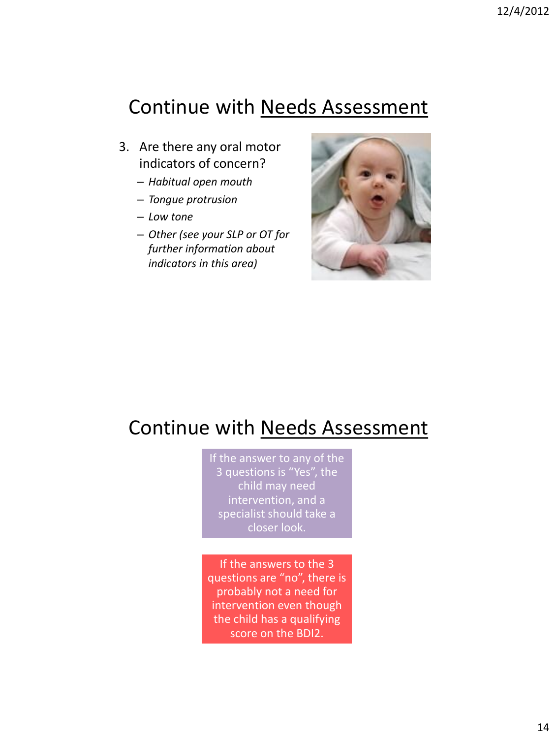## Continue with Needs Assessment

3. Are there any oral motor indicators of concern?
   - *Habitual open mouth*
   - *Tongue protrusion*
   - *Low tone*
   - *Other (see your SLP or OT for further information about indicators in this area)*

## Continue with Needs Assessment

If the answer to any of the 3 questions is "Yes", the child may need intervention, and a specialist should take a closer look.

If the answers to the 3 questions are "no", there is probably not a need for intervention even though the child has a qualifying score on the BDI2.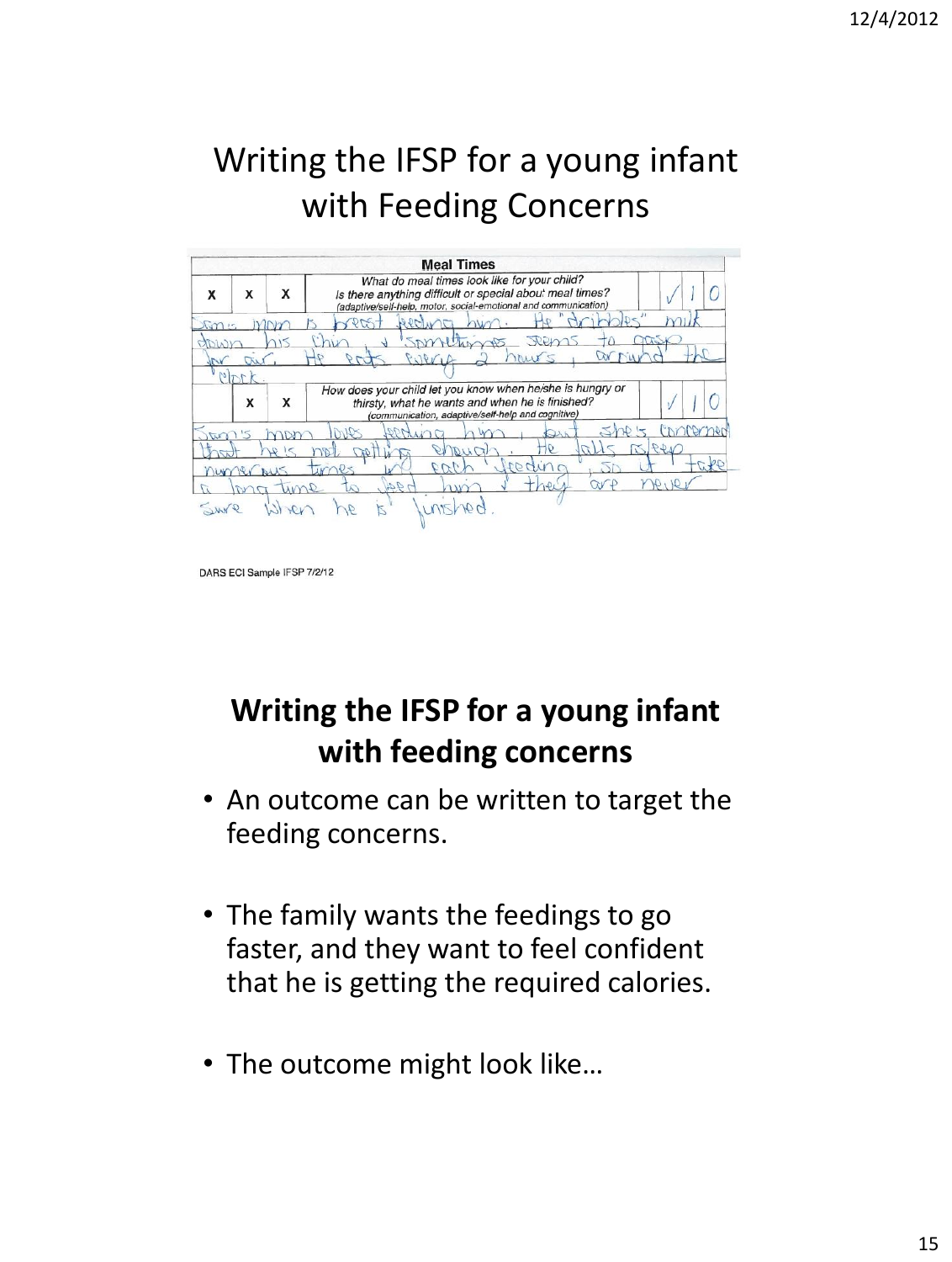# Writing the IFSP for a young infant with Feeding Concerns

| | | | Meal Times | | | |
|---|---|---|---|---|---|---|
| X | X | X | What do meal times look like for your child? Is there anything difficult or special about meal times? (adaptive/self-help, motor, social-emotional and communication) | √ | / | O |

Sam's mom is breast feeding him. He "dribbles" milk down his chin & sometimes seems to gasp for air. He eats every 2 hours, around the clock.

| | | | | | | |
|---|---|---|---|---|---|---|
| | X | X | How does your child let you know when he/she is hungry or thirsty, what he wants and when he is finished? (communication, adaptive/self-help and cognitive) | √ | / | O |

Sam's mom loves feeding him, but she's concerned that he's not getting enough. He falls asleep numerous times in each feeding, so it take a long time to feed him & they are never sure when he is finished.

DARS ECI Sample IFSP 7/2/12

## Writing the IFSP for a young infant with feeding concerns

- An outcome can be written to target the feeding concerns.
- The family wants the feedings to go faster, and they want to feel confident that he is getting the required calories.
- The outcome might look like…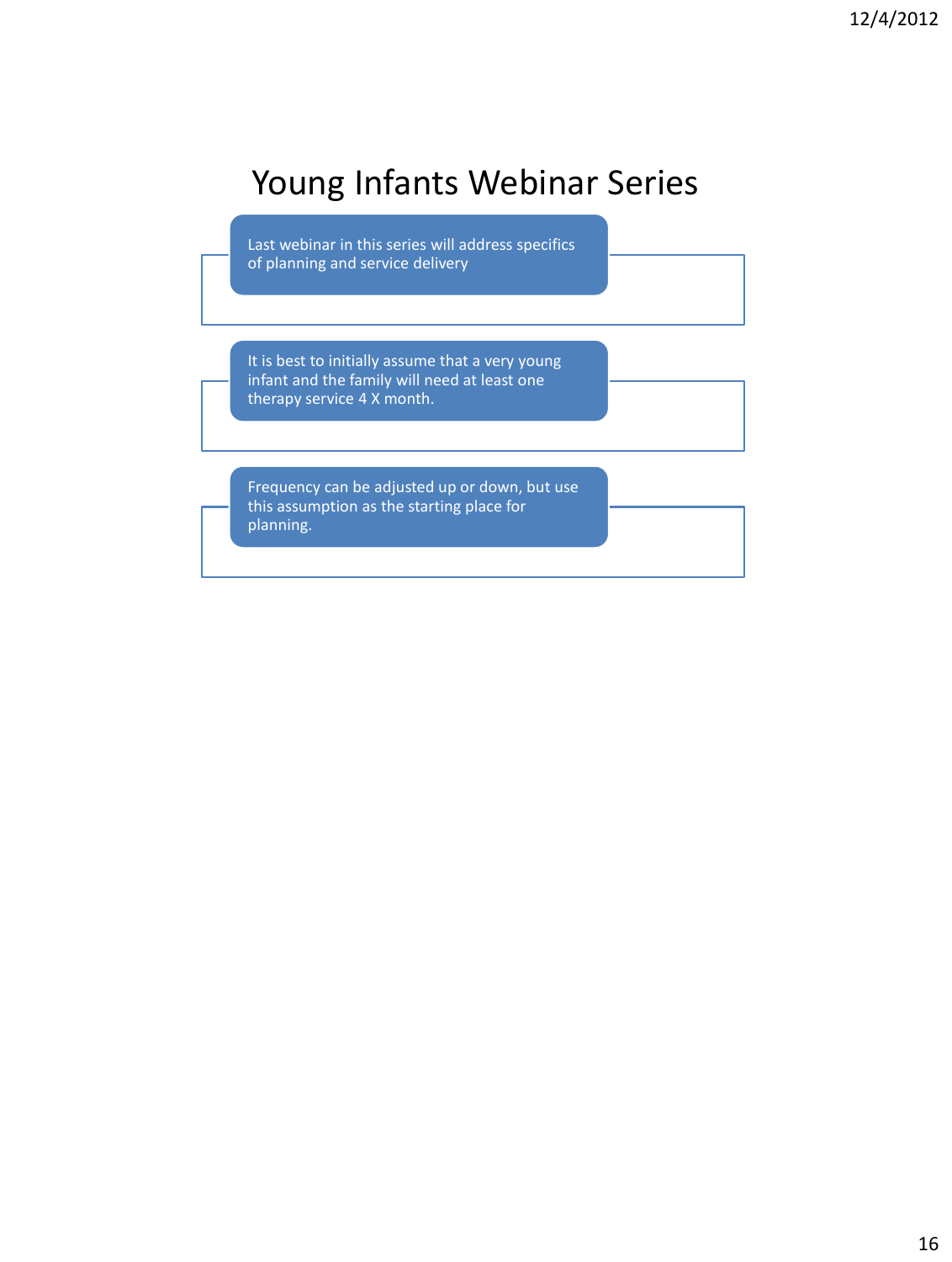# Young Infants Webinar Series

- Last webinar in this series will address specifics of planning and service delivery
- It is best to initially assume that a very young infant and the family will need at least one therapy service 4 X month.
- Frequency can be adjusted up or down, but use this assumption as the starting place for planning.